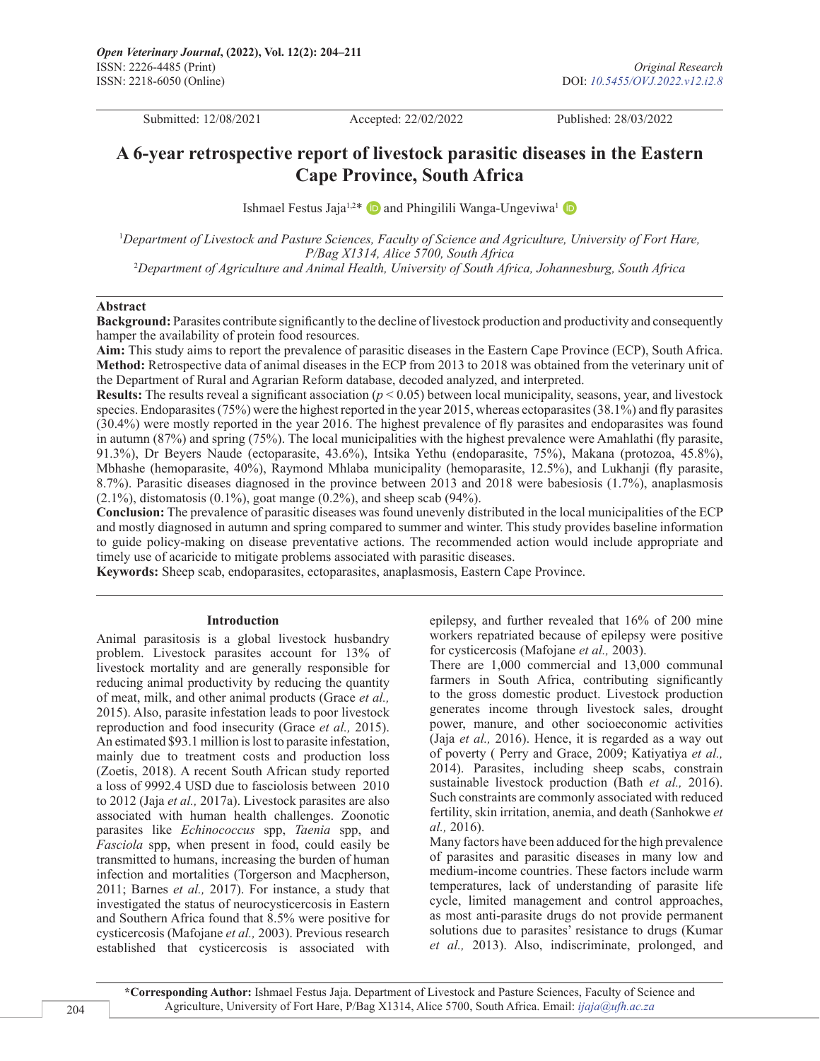Submitted: 12/08/2021 Accepted: 22/02/2022 Published: 28/03/2022

# A 6-year retrospective report of livestock parasitic diseases in the Eastern Cape Province, South Africa

Ishmael Festus Jaja[1,2]* and Phingilili Wanga-Ungeviwa[1]

[1]*Department of Livestock and Pasture Sciences, Faculty of Science and Agriculture, University of Fort Hare, P/Bag X1314, Alice 5700, South Africa*
[2]*Department of Agriculture and Animal Health, University of South Africa, Johannesburg, South Africa*

## Abstract

**Background:** Parasites contribute significantly to the decline of livestock production and productivity and consequently hamper the availability of protein food resources.

**Aim:** This study aims to report the prevalence of parasitic diseases in the Eastern Cape Province (ECP), South Africa.

**Method:** Retrospective data of animal diseases in the ECP from 2013 to 2018 was obtained from the veterinary unit of the Department of Rural and Agrarian Reform database, decoded analyzed, and interpreted.

**Results:** The results reveal a significant association ($p < 0.05$) between local municipality, seasons, year, and livestock species. Endoparasites (75%) were the highest reported in the year 2015, whereas ectoparasites (38.1%) and fly parasites (30.4%) were mostly reported in the year 2016. The highest prevalence of fly parasites and endoparasites was found in autumn (87%) and spring (75%). The local municipalities with the highest prevalence were Amahlathi (fly parasite, 91.3%), Dr Beyers Naude (ectoparasite, 43.6%), Intsika Yethu (endoparasite, 75%), Makana (protozoa, 45.8%), Mbhashe (hemoparasite, 40%), Raymond Mhlaba municipality (hemoparasite, 12.5%), and Lukhanji (fly parasite, 8.7%). Parasitic diseases diagnosed in the province between 2013 and 2018 were babesiosis (1.7%), anaplasmosis (2.1%), distomatosis (0.1%), goat mange (0.2%), and sheep scab (94%).

**Conclusion:** The prevalence of parasitic diseases was found unevenly distributed in the local municipalities of the ECP and mostly diagnosed in autumn and spring compared to summer and winter. This study provides baseline information to guide policy-making on disease preventative actions. The recommended action would include appropriate and timely use of acaricide to mitigate problems associated with parasitic diseases.

**Keywords:** Sheep scab, endoparasites, ectoparasites, anaplasmosis, Eastern Cape Province.

## Introduction

Animal parasitosis is a global livestock husbandry problem. Livestock parasites account for 13% of livestock mortality and are generally responsible for reducing animal productivity by reducing the quantity of meat, milk, and other animal products (Grace *et al.,* 2015). Also, parasite infestation leads to poor livestock reproduction and food insecurity (Grace *et al.,* 2015). An estimated $93.1 million is lost to parasite infestation, mainly due to treatment costs and production loss (Zoetis, 2018). A recent South African study reported a loss of 9992.4 USD due to fasciolosis between 2010 to 2012 (Jaja *et al.,* 2017a). Livestock parasites are also associated with human health challenges. Zoonotic parasites like *Echinococcus* spp, *Taenia* spp, and *Fasciola* spp, when present in food, could easily be transmitted to humans, increasing the burden of human infection and mortalities (Torgerson and Macpherson, 2011; Barnes *et al.,* 2017). For instance, a study that investigated the status of neurocysticercosis in Eastern and Southern Africa found that 8.5% were positive for cysticercosis (Mafojane *et al.,* 2003). Previous research established that cysticercosis is associated with epilepsy, and further revealed that 16% of 200 mine workers repatriated because of epilepsy were positive for cysticercosis (Mafojane *et al.,* 2003).

There are 1,000 commercial and 13,000 communal farmers in South Africa, contributing significantly to the gross domestic product. Livestock production generates income through livestock sales, drought power, manure, and other socioeconomic activities (Jaja *et al.,* 2016). Hence, it is regarded as a way out of poverty ( Perry and Grace, 2009; Katiyatiya *et al.,* 2014). Parasites, including sheep scabs, constrain sustainable livestock production (Bath *et al.,* 2016). Such constraints are commonly associated with reduced fertility, skin irritation, anemia, and death (Sanhokwe *et al.,* 2016).

Many factors have been adduced for the high prevalence of parasites and parasitic diseases in many low and medium-income countries. These factors include warm temperatures, lack of understanding of parasite life cycle, limited management and control approaches, as most anti-parasite drugs do not provide permanent solutions due to parasites' resistance to drugs (Kumar *et al.,* 2013). Also, indiscriminate, prolonged, and

*Corresponding Author: Ishmael Festus Jaja. Department of Livestock and Pasture Sciences, Faculty of Science and Agriculture, University of Fort Hare, P/Bag X1314, Alice 5700, South Africa. Email: ijaja@ufh.ac.za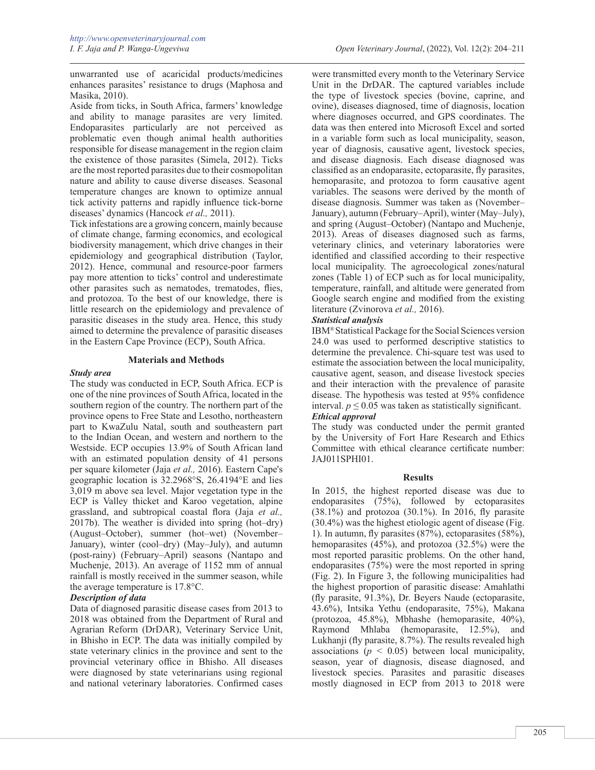unwarranted use of acaricidal products/medicines enhances parasites' resistance to drugs (Maphosa and Masika, 2010).

Aside from ticks, in South Africa, farmers' knowledge and ability to manage parasites are very limited. Endoparasites particularly are not perceived as problematic even though animal health authorities responsible for disease management in the region claim the existence of those parasites (Simela, 2012). Ticks are the most reported parasites due to their cosmopolitan nature and ability to cause diverse diseases. Seasonal temperature changes are known to optimize annual tick activity patterns and rapidly influence tick-borne diseases' dynamics (Hancock *et al.,* 2011).

Tick infestations are a growing concern, mainly because of climate change, farming economics, and ecological biodiversity management, which drive changes in their epidemiology and geographical distribution (Taylor, 2012). Hence, communal and resource-poor farmers pay more attention to ticks' control and underestimate other parasites such as nematodes, trematodes, flies, and protozoa. To the best of our knowledge, there is little research on the epidemiology and prevalence of parasitic diseases in the study area. Hence, this study aimed to determine the prevalence of parasitic diseases in the Eastern Cape Province (ECP), South Africa.

## Materials and Methods

### *Study area*

The study was conducted in ECP, South Africa. ECP is one of the nine provinces of South Africa, located in the southern region of the country. The northern part of the province opens to Free State and Lesotho, northeastern part to KwaZulu Natal, south and southeastern part to the Indian Ocean, and western and northern to the Westside. ECP occupies 13.9% of South African land with an estimated population density of 41 persons per square kilometer (Jaja *et al.,* 2016). Eastern Cape's geographic location is 32.2968°S, 26.4194°E and lies 3,019 m above sea level. Major vegetation type in the ECP is Valley thicket and Karoo vegetation, alpine grassland, and subtropical coastal flora (Jaja *et al.,* 2017b). The weather is divided into spring (hot–dry) (August–October), summer (hot–wet) (November–January), winter (cool–dry) (May–July), and autumn (post-rainy) (February–April) seasons (Nantapo and Muchenje, 2013). An average of 1152 mm of annual rainfall is mostly received in the summer season, while the average temperature is 17.8°C.

### *Description of data*

Data of diagnosed parasitic disease cases from 2013 to 2018 was obtained from the Department of Rural and Agrarian Reform (DrDAR), Veterinary Service Unit, in Bhisho in ECP. The data was initially compiled by state veterinary clinics in the province and sent to the provincial veterinary office in Bhisho. All diseases were diagnosed by state veterinarians using regional and national veterinary laboratories. Confirmed cases were transmitted every month to the Veterinary Service Unit in the DrDAR. The captured variables include the type of livestock species (bovine, caprine, and ovine), diseases diagnosed, time of diagnosis, location where diagnoses occurred, and GPS coordinates. The data was then entered into Microsoft Excel and sorted in a variable form such as local municipality, season, year of diagnosis, causative agent, livestock species, and disease diagnosis. Each disease diagnosed was classified as an endoparasite, ectoparasite, fly parasites, hemoparasite, and protozoa to form causative agent variables. The seasons were derived by the month of disease diagnosis. Summer was taken as (November–January), autumn (February–April), winter (May–July), and spring (August–October) (Nantapo and Muchenje, 2013). Areas of diseases diagnosed such as farms, veterinary clinics, and veterinary laboratories were identified and classified according to their respective local municipality. The agroecological zones/natural zones (Table 1) of ECP such as for local municipality, temperature, rainfall, and altitude were generated from Google search engine and modified from the existing literature (Zvinorova *et al.,* 2016).

### *Statistical analysis*

IBM® Statistical Package for the Social Sciences version 24.0 was used to performed descriptive statistics to determine the prevalence. Chi-square test was used to estimate the association between the local municipality, causative agent, season, and disease livestock species and their interaction with the prevalence of parasite disease. The hypothesis was tested at 95% confidence interval. $p \leq 0.05$ was taken as statistically significant.

### *Ethical approval*

The study was conducted under the permit granted by the University of Fort Hare Research and Ethics Committee with ethical clearance certificate number: JAJ011SPHI01.

## Results

In 2015, the highest reported disease was due to endoparasites (75%), followed by ectoparasites (38.1%) and protozoa (30.1%). In 2016, fly parasite (30.4%) was the highest etiologic agent of disease (Fig. 1). In autumn, fly parasites (87%), ectoparasites (58%), hemoparasites (45%), and protozoa (32.5%) were the most reported parasitic problems. On the other hand, endoparasites (75%) were the most reported in spring (Fig. 2). In Figure 3, the following municipalities had the highest proportion of parasitic disease: Amahlathi (fly parasite, 91.3%), Dr. Beyers Naude (ectoparasite, 43.6%), Intsika Yethu (endoparasite, 75%), Makana (protozoa, 45.8%), Mbhashe (hemoparasite, 40%), Raymond Mhlaba (hemoparasite, 12.5%), and Lukhanji (fly parasite, 8.7%). The results revealed high associations ($p < 0.05$) between local municipality, season, year of diagnosis, disease diagnosed, and livestock species. Parasites and parasitic diseases mostly diagnosed in ECP from 2013 to 2018 were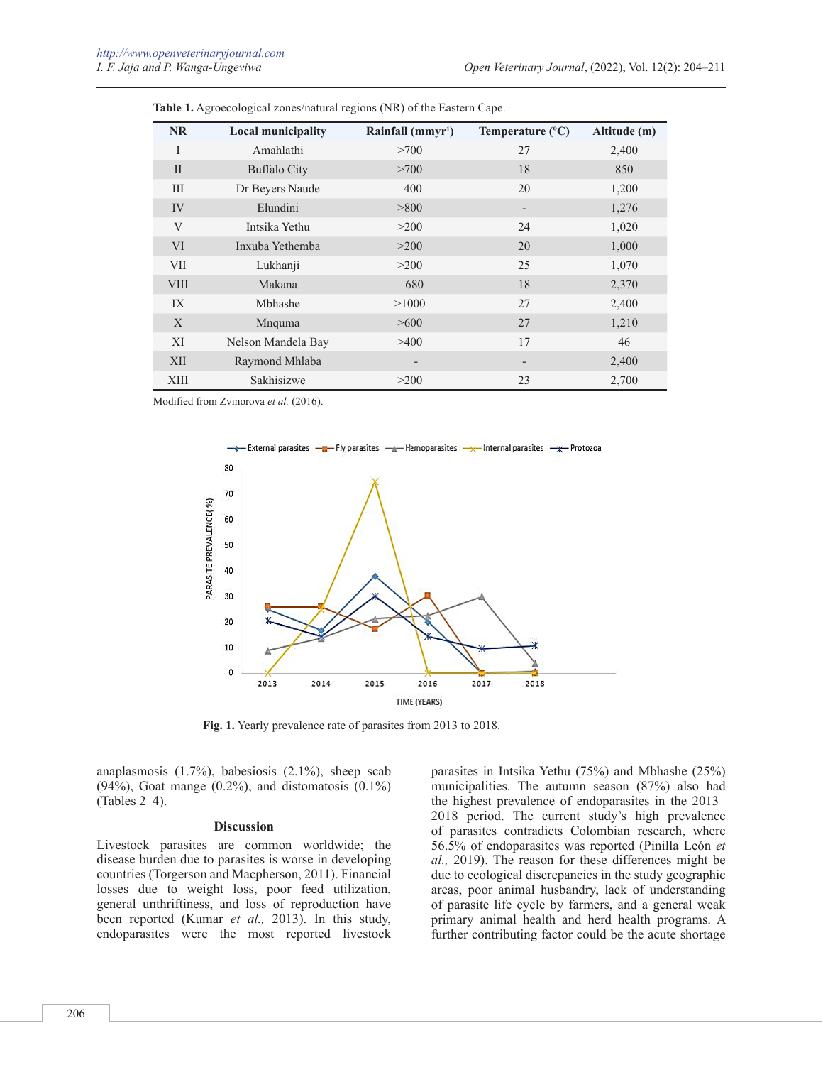**Table 1.** Agroecological zones/natural regions (NR) of the Eastern Cape.

| NR | Local municipality | Rainfall (mmyr[1]) | Temperature (ºC) | Altitude (m) |
|---|---|---|---|---|
| I | Amahlathi | >700 | 27 | 2,400 |
| II | Buffalo City | >700 | 18 | 850 |
| III | Dr Beyers Naude | 400 | 20 | 1,200 |
| IV | Elundini | >800 | - | 1,276 |
| V | Intsika Yethu | >200 | 24 | 1,020 |
| VI | Inxuba Yethemba | >200 | 20 | 1,000 |
| VII | Lukhanji | >200 | 25 | 1,070 |
| VIII | Makana | 680 | 18 | 2,370 |
| IX | Mbhashe | >1000 | 27 | 2,400 |
| X | Mnquma | >600 | 27 | 1,210 |
| XI | Nelson Mandela Bay | >400 | 17 | 46 |
| XII | Raymond Mhlaba | - | - | 2,400 |
| XIII | Sakhisizwe | >200 | 23 | 2,700 |

Modified from Zvinorova *et al.* (2016).

External parasites
Fly parasites
Hemoparasites
Internal parasites
Protozoa

PARASITE PREVALENCE( %)
0
10
20
30
40
50
60
70
80

2013
2014
2015
2016
2017
2018
TIME (YEARS)

**Fig. 1.** Yearly prevalence rate of parasites from 2013 to 2018.

anaplasmosis (1.7%), babesiosis (2.1%), sheep scab (94%), Goat mange (0.2%), and distomatosis (0.1%) (Tables 2–4).

## Discussion

Livestock parasites are common worldwide; the disease burden due to parasites is worse in developing countries (Torgerson and Macpherson, 2011). Financial losses due to weight loss, poor feed utilization, general unthriftiness, and loss of reproduction have been reported (Kumar *et al.,* 2013). In this study, endoparasites were the most reported livestock parasites in Intsika Yethu (75%) and Mbhashe (25%) municipalities. The autumn season (87%) also had the highest prevalence of endoparasites in the 2013–2018 period. The current study's high prevalence of parasites contradicts Colombian research, where 56.5% of endoparasites was reported (Pinilla León *et al.,* 2019). The reason for these differences might be due to ecological discrepancies in the study geographic areas, poor animal husbandry, lack of understanding of parasite life cycle by farmers, and a general weak primary animal health and herd health programs. A further contributing factor could be the acute shortage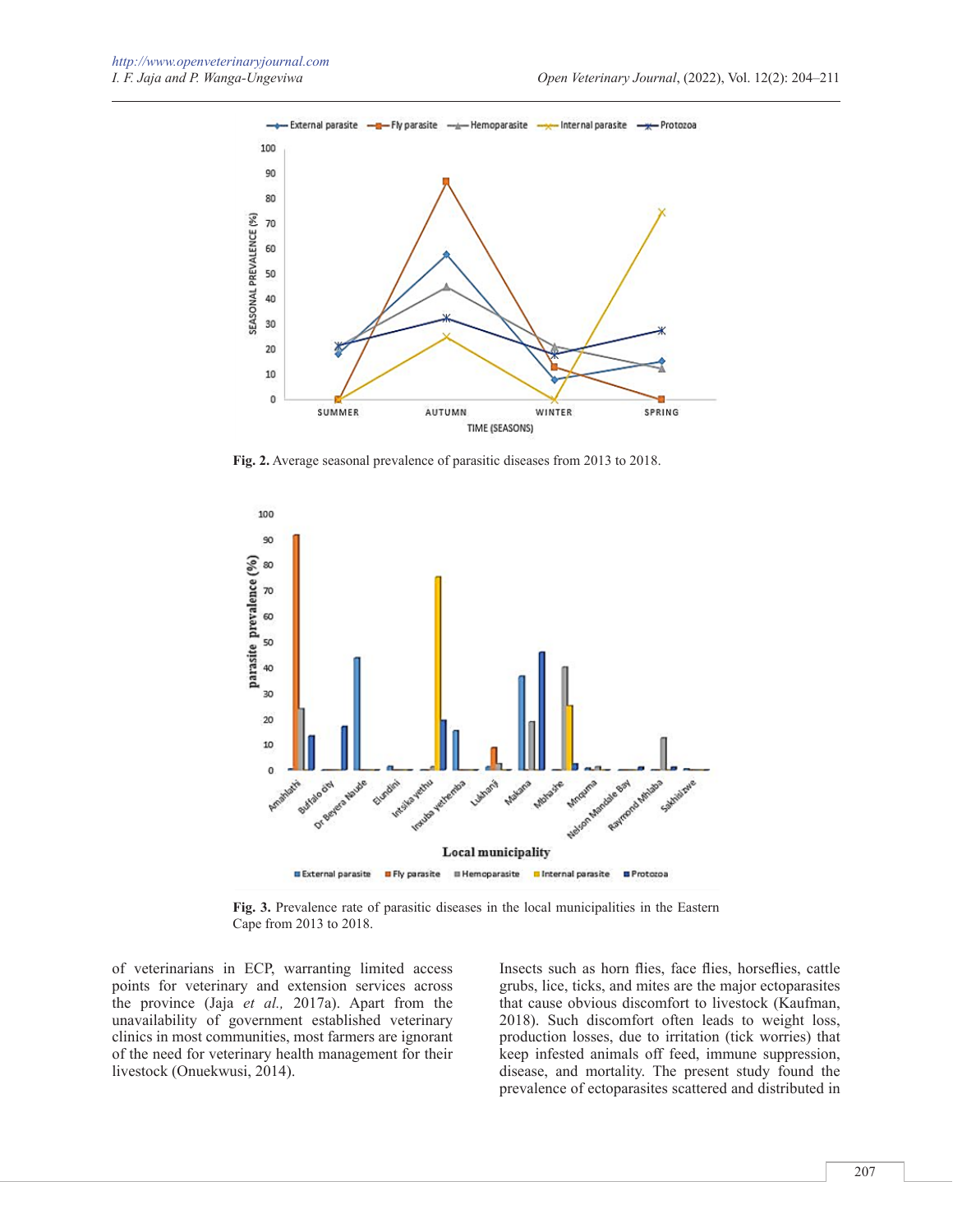External parasite
Fly parasite
Hemoparasite
Internal parasite
Protozoa

100
90
80
70
60
50
40
30
20
10
0

SEASONAL PREVALENCE (%)

SUMMER
AUTUMN
WINTER
SPRING

TIME (SEASONS)

**Fig. 2.** Average seasonal prevalence of parasitic diseases from 2013 to 2018.

100
90
80
70
60
50
40
30
20
10
0

parasite prevalence (%)

Amahlathi
Buffalo city
Dr Beyera Naude
Elundini
Intsika yethu
Inxuba yethemba
Lukhanji
Makana
Mbhashe
Mnquma
Nelson Mandale Bay
Raymond Mhlaba
Sakhisizwe

Local municipality

External parasite
Fly parasite
Hemoparasite
Internal parasite
Protozoa

**Fig. 3.** Prevalence rate of parasitic diseases in the local municipalities in the Eastern Cape from 2013 to 2018.

of veterinarians in ECP, warranting limited access points for veterinary and extension services across the province (Jaja *et al.,* 2017a). Apart from the unavailability of government established veterinary clinics in most communities, most farmers are ignorant of the need for veterinary health management for their livestock (Onuekwusi, 2014).

Insects such as horn flies, face flies, horseflies, cattle grubs, lice, ticks, and mites are the major ectoparasites that cause obvious discomfort to livestock (Kaufman, 2018). Such discomfort often leads to weight loss, production losses, due to irritation (tick worries) that keep infested animals off feed, immune suppression, disease, and mortality. The present study found the prevalence of ectoparasites scattered and distributed in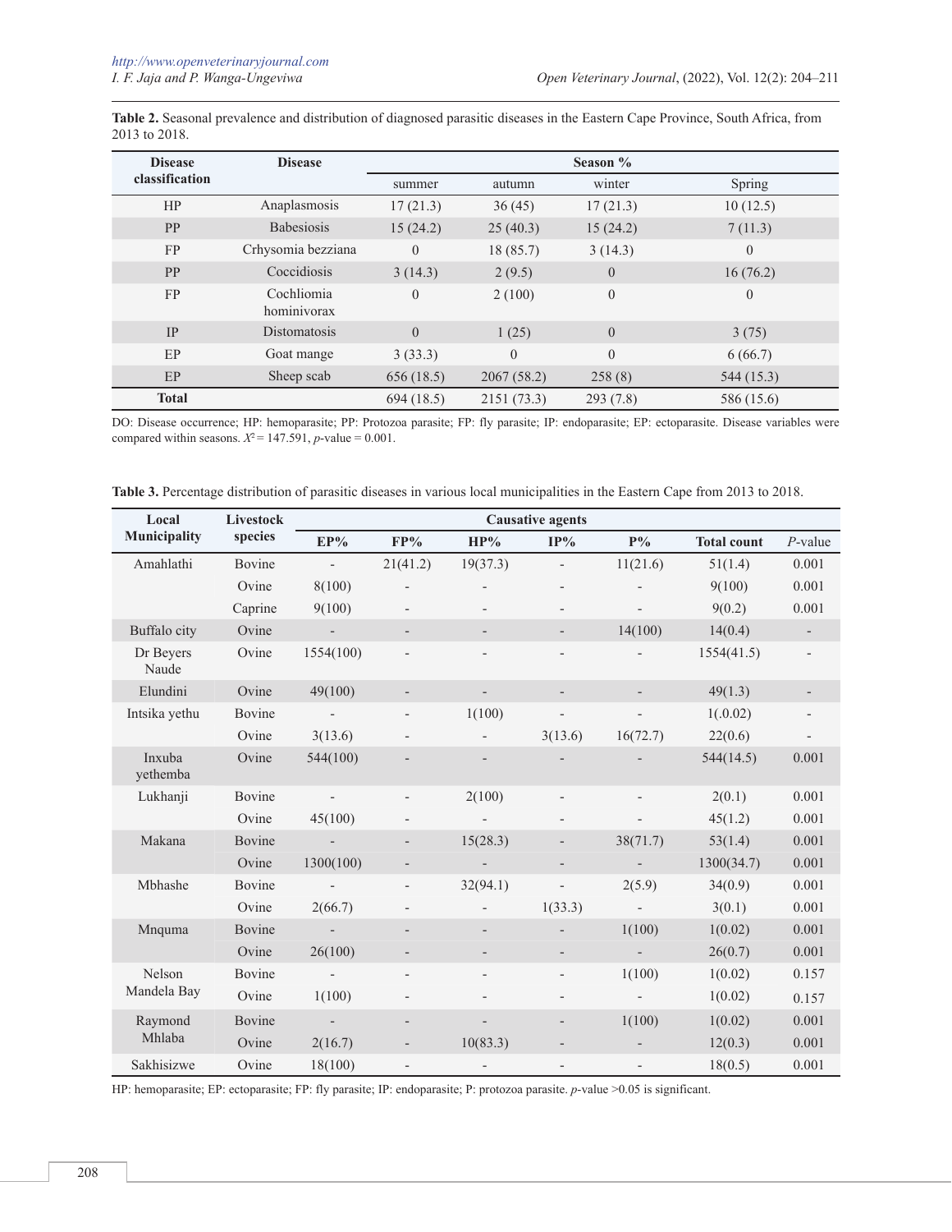**Table 2.** Seasonal prevalence and distribution of diagnosed parasitic diseases in the Eastern Cape Province, South Africa, from 2013 to 2018.

| Disease classification | Disease | Season % | | | |
|---|---|---|---|---|---|
| | | summer | autumn | winter | Spring |
| HP | Anaplasmosis | 17 (21.3) | 36 (45) | 17 (21.3) | 10 (12.5) |
| PP | Babesiosis | 15 (24.2) | 25 (40.3) | 15 (24.2) | 7 (11.3) |
| FP | Crhysomia bezziana | 0 | 18 (85.7) | 3 (14.3) | 0 |
| PP | Coccidiosis | 3 (14.3) | 2 (9.5) | 0 | 16 (76.2) |
| FP | Cochliomia hominivorax | 0 | 2 (100) | 0 | 0 |
| IP | Distomatosis | 0 | 1 (25) | 0 | 3 (75) |
| EP | Goat mange | 3 (33.3) | 0 | 0 | 6 (66.7) |
| EP | Sheep scab | 656 (18.5) | 2067 (58.2) | 258 (8) | 544 (15.3) |
| **Total** | | 694 (18.5) | 2151 (73.3) | 293 (7.8) | 586 (15.6) |

DO: Disease occurrence; HP: hemoparasite; PP: Protozoa parasite; FP: fly parasite; IP: endoparasite; EP: ectoparasite. Disease variables were compared within seasons. $X^2 = 147.591$, $p$-value = 0.001.

**Table 3.** Percentage distribution of parasitic diseases in various local municipalities in the Eastern Cape from 2013 to 2018.

| Local Municipality | Livestock species | Causative agents | | | | | | |
|---|---|---|---|---|---|---|---|---|
| | | EP% | FP% | HP% | IP% | P% | Total count | $P$-value |
| Amahlathi | Bovine | - | 21(41.2) | 19(37.3) | - | 11(21.6) | 51(1.4) | 0.001 |
| | Ovine | 8(100) | - | - | - | - | 9(100) | 0.001 |
| | Caprine | 9(100) | - | - | - | - | 9(0.2) | 0.001 |
| Buffalo city | Ovine | - | - | - | - | 14(100) | 14(0.4) | - |
| Dr Beyers Naude | Ovine | 1554(100) | - | - | - | - | 1554(41.5) | - |
| Elundini | Ovine | 49(100) | - | - | - | - | 49(1.3) | - |
| Intsika yethu | Bovine | - | - | 1(100) | - | - | 1(.0.02) | - |
| | Ovine | 3(13.6) | - | - | 3(13.6) | 16(72.7) | 22(0.6) | - |
| Inxuba yethemba | Ovine | 544(100) | - | - | - | - | 544(14.5) | 0.001 |
| Lukhanji | Bovine | - | - | 2(100) | - | - | 2(0.1) | 0.001 |
| | Ovine | 45(100) | - | - | - | - | 45(1.2) | 0.001 |
| Makana | Bovine | - | - | 15(28.3) | - | 38(71.7) | 53(1.4) | 0.001 |
| | Ovine | 1300(100) | - | - | - | - | 1300(34.7) | 0.001 |
| Mbhashe | Bovine | - | - | 32(94.1) | - | 2(5.9) | 34(0.9) | 0.001 |
| | Ovine | 2(66.7) | - | - | 1(33.3) | - | 3(0.1) | 0.001 |
| Mnquma | Bovine | - | - | - | - | 1(100) | 1(0.02) | 0.001 |
| | Ovine | 26(100) | - | - | - | - | 26(0.7) | 0.001 |
| Nelson Mandela Bay | Bovine | - | - | - | - | 1(100) | 1(0.02) | 0.157 |
| | Ovine | 1(100) | - | - | - | - | 1(0.02) | 0.157 |
| Raymond Mhlaba | Bovine | - | - | - | - | 1(100) | 1(0.02) | 0.001 |
| | Ovine | 2(16.7) | - | 10(83.3) | - | - | 12(0.3) | 0.001 |
| Sakhisizwe | Ovine | 18(100) | - | - | - | - | 18(0.5) | 0.001 |

HP: hemoparasite; EP: ectoparasite; FP: fly parasite; IP: endoparasite; P: protozoa parasite. $p$-value >0.05 is significant.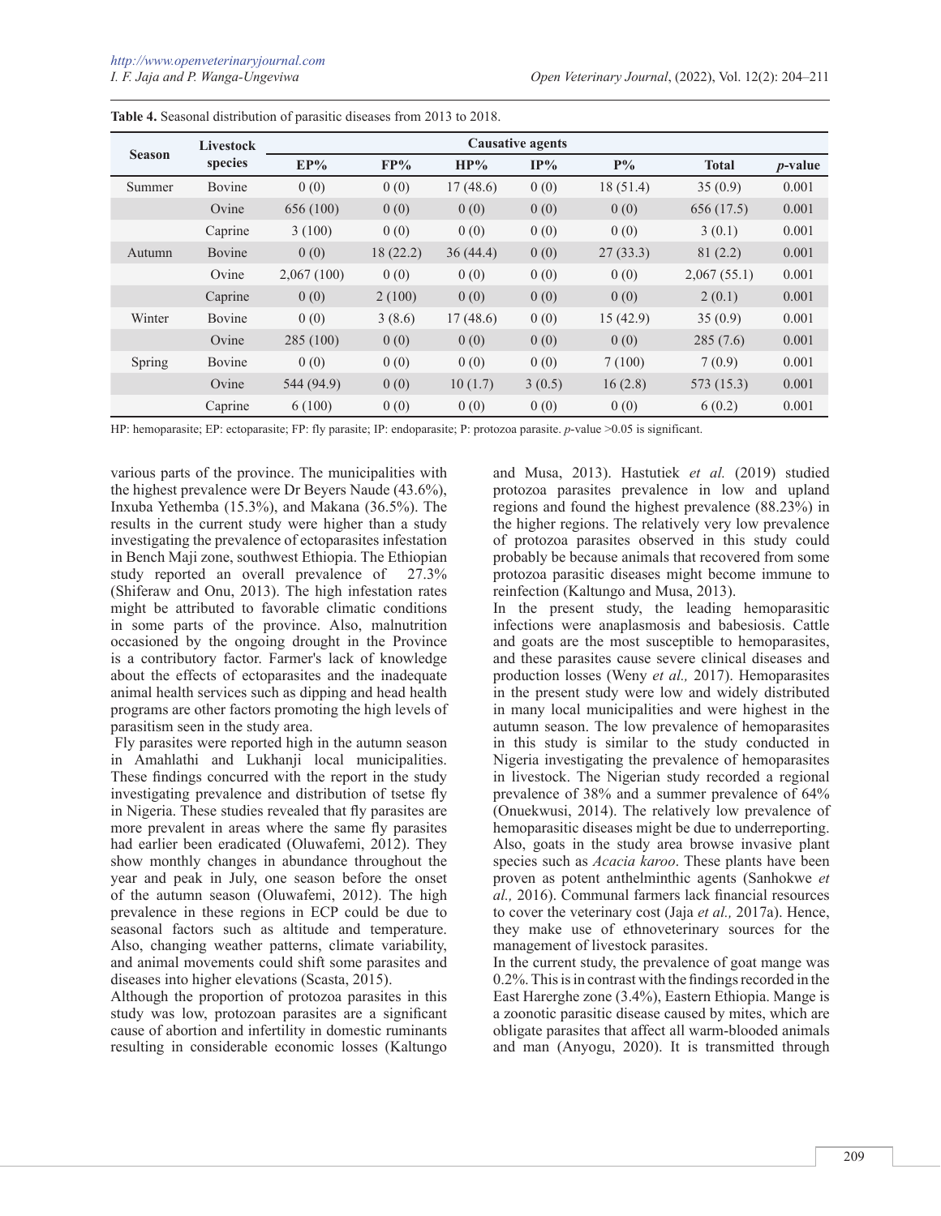**Table 4.** Seasonal distribution of parasitic diseases from 2013 to 2018.

| Season | Livestock species | Causative agents | | | | | | |
|---|---|---|---|---|---|---|---|---|
| | | EP% | FP% | HP% | IP% | P% | Total | *p*-value |
| Summer | Bovine | 0 (0) | 0 (0) | 17 (48.6) | 0 (0) | 18 (51.4) | 35 (0.9) | 0.001 |
| | Ovine | 656 (100) | 0 (0) | 0 (0) | 0 (0) | 0 (0) | 656 (17.5) | 0.001 |
| | Caprine | 3 (100) | 0 (0) | 0 (0) | 0 (0) | 0 (0) | 3 (0.1) | 0.001 |
| Autumn | Bovine | 0 (0) | 18 (22.2) | 36 (44.4) | 0 (0) | 27 (33.3) | 81 (2.2) | 0.001 |
| | Ovine | 2,067 (100) | 0 (0) | 0 (0) | 0 (0) | 0 (0) | 2,067 (55.1) | 0.001 |
| | Caprine | 0 (0) | 2 (100) | 0 (0) | 0 (0) | 0 (0) | 2 (0.1) | 0.001 |
| Winter | Bovine | 0 (0) | 3 (8.6) | 17 (48.6) | 0 (0) | 15 (42.9) | 35 (0.9) | 0.001 |
| | Ovine | 285 (100) | 0 (0) | 0 (0) | 0 (0) | 0 (0) | 285 (7.6) | 0.001 |
| Spring | Bovine | 0 (0) | 0 (0) | 0 (0) | 0 (0) | 7 (100) | 7 (0.9) | 0.001 |
| | Ovine | 544 (94.9) | 0 (0) | 10 (1.7) | 3 (0.5) | 16 (2.8) | 573 (15.3) | 0.001 |
| | Caprine | 6 (100) | 0 (0) | 0 (0) | 0 (0) | 0 (0) | 6 (0.2) | 0.001 |

HP: hemoparasite; EP: ectoparasite; FP: fly parasite; IP: endoparasite; P: protozoa parasite. *p*-value >0.05 is significant.

various parts of the province. The municipalities with the highest prevalence were Dr Beyers Naude (43.6%), Inxuba Yethemba (15.3%), and Makana (36.5%). The results in the current study were higher than a study investigating the prevalence of ectoparasites infestation in Bench Maji zone, southwest Ethiopia. The Ethiopian study reported an overall prevalence of 27.3% (Shiferaw and Onu, 2013). The high infestation rates might be attributed to favorable climatic conditions in some parts of the province. Also, malnutrition occasioned by the ongoing drought in the Province is a contributory factor. Farmer's lack of knowledge about the effects of ectoparasites and the inadequate animal health services such as dipping and head health programs are other factors promoting the high levels of parasitism seen in the study area.

Fly parasites were reported high in the autumn season in Amahlathi and Lukhanji local municipalities. These findings concurred with the report in the study investigating prevalence and distribution of tsetse fly in Nigeria. These studies revealed that fly parasites are more prevalent in areas where the same fly parasites had earlier been eradicated (Oluwafemi, 2012). They show monthly changes in abundance throughout the year and peak in July, one season before the onset of the autumn season (Oluwafemi, 2012). The high prevalence in these regions in ECP could be due to seasonal factors such as altitude and temperature. Also, changing weather patterns, climate variability, and animal movements could shift some parasites and diseases into higher elevations (Scasta, 2015).

Although the proportion of protozoa parasites in this study was low, protozoan parasites are a significant cause of abortion and infertility in domestic ruminants resulting in considerable economic losses (Kaltungo and Musa, 2013). Hastutiek *et al.* (2019) studied protozoa parasites prevalence in low and upland regions and found the highest prevalence (88.23%) in the higher regions. The relatively very low prevalence of protozoa parasites observed in this study could probably be because animals that recovered from some protozoa parasitic diseases might become immune to reinfection (Kaltungo and Musa, 2013).

In the present study, the leading hemoparasitic infections were anaplasmosis and babesiosis. Cattle and goats are the most susceptible to hemoparasites, and these parasites cause severe clinical diseases and production losses (Weny *et al.,* 2017). Hemoparasites in the present study were low and widely distributed in many local municipalities and were highest in the autumn season. The low prevalence of hemoparasites in this study is similar to the study conducted in Nigeria investigating the prevalence of hemoparasites in livestock. The Nigerian study recorded a regional prevalence of 38% and a summer prevalence of 64% (Onuekwusi, 2014). The relatively low prevalence of hemoparasitic diseases might be due to underreporting. Also, goats in the study area browse invasive plant species such as *Acacia karoo*. These plants have been proven as potent anthelminthic agents (Sanhokwe *et al.,* 2016). Communal farmers lack financial resources to cover the veterinary cost (Jaja *et al.,* 2017a). Hence, they make use of ethnoveterinary sources for the management of livestock parasites.

In the current study, the prevalence of goat mange was 0.2%. This is in contrast with the findings recorded in the East Hareghe zone (3.4%), Eastern Ethiopia. Mange is a zoonotic parasitic disease caused by mites, which are obligate parasites that affect all warm-blooded animals and man (Anyogu, 2020). It is transmitted through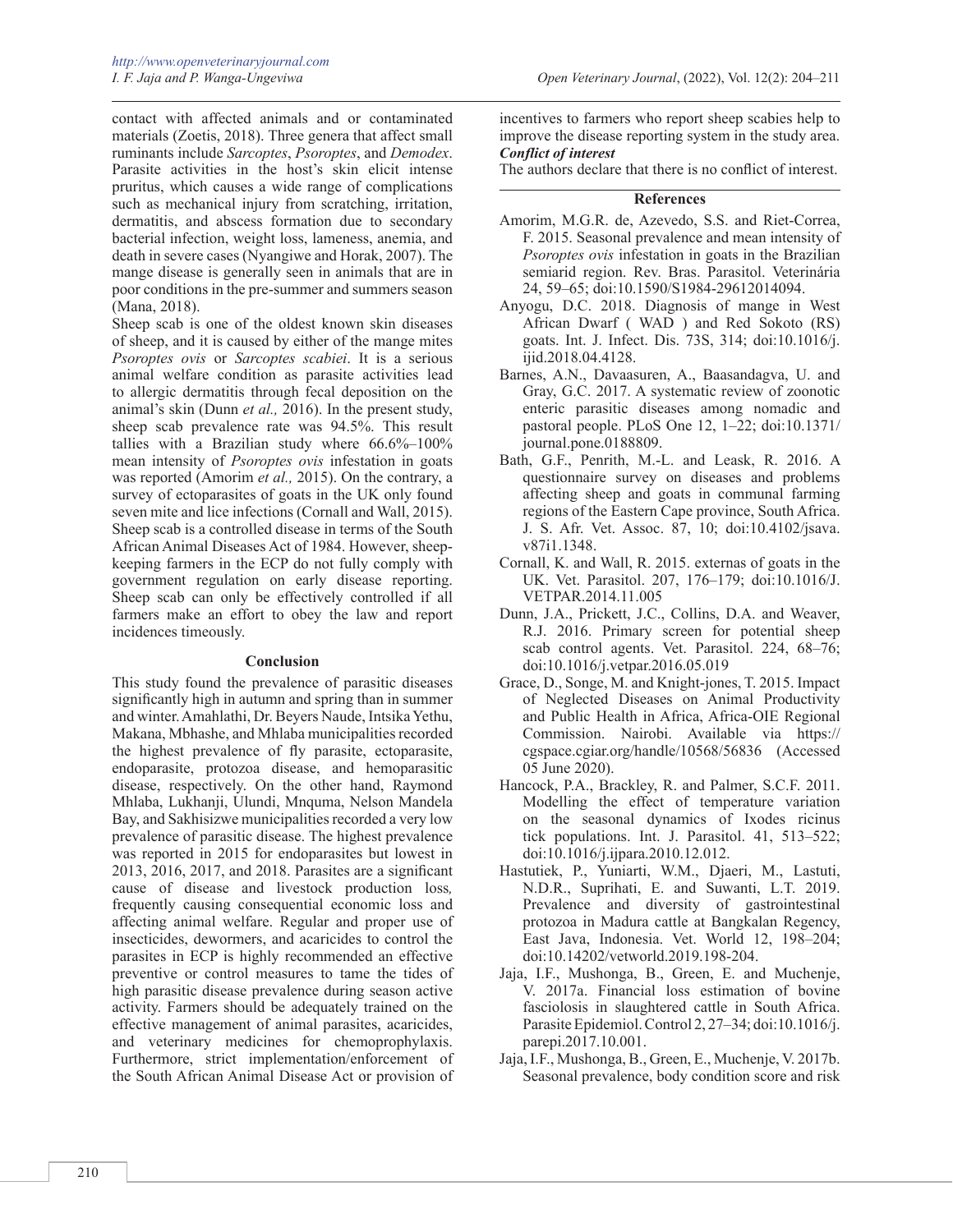contact with affected animals and or contaminated materials (Zoetis, 2018). Three genera that affect small ruminants include *Sarcoptes*, *Psoroptes*, and *Demodex*. Parasite activities in the host's skin elicit intense pruritus, which causes a wide range of complications such as mechanical injury from scratching, irritation, dermatitis, and abscess formation due to secondary bacterial infection, weight loss, lameness, anemia, and death in severe cases (Nyangiwe and Horak, 2007). The mange disease is generally seen in animals that are in poor conditions in the pre-summer and summers season (Mana, 2018).

Sheep scab is one of the oldest known skin diseases of sheep, and it is caused by either of the mange mites *Psoroptes ovis* or *Sarcoptes scabiei*. It is a serious animal welfare condition as parasite activities lead to allergic dermatitis through fecal deposition on the animal's skin (Dunn *et al.,* 2016). In the present study, sheep scab prevalence rate was 94.5%. This result tallies with a Brazilian study where 66.6%–100% mean intensity of *Psoroptes ovis* infestation in goats was reported (Amorim *et al.,* 2015). On the contrary, a survey of ectoparasites of goats in the UK only found seven mite and lice infections (Cornall and Wall, 2015). Sheep scab is a controlled disease in terms of the South African Animal Diseases Act of 1984. However, sheep-keeping farmers in the ECP do not fully comply with government regulation on early disease reporting. Sheep scab can only be effectively controlled if all farmers make an effort to obey the law and report incidences timeously.

## Conclusion

This study found the prevalence of parasitic diseases significantly high in autumn and spring than in summer and winter. Amahlathi, Dr. Beyers Naude, Intsika Yethu, Makana, Mbhashe, and Mhlaba municipalities recorded the highest prevalence of fly parasite, ectoparasite, endoparasite, protozoa disease, and hemoparasitic disease, respectively. On the other hand, Raymond Mhlaba, Lukhanji, Ulundi, Mnquma, Nelson Mandela Bay, and Sakhisizwe municipalities recorded a very low prevalence of parasitic disease. The highest prevalence was reported in 2015 for endoparasites but lowest in 2013, 2016, 2017, and 2018. Parasites are a significant cause of disease and livestock production loss*,* frequently causing consequential economic loss and affecting animal welfare. Regular and proper use of insecticides, dewormers, and acaricides to control the parasites in ECP is highly recommended an effective preventive or control measures to tame the tides of high parasitic disease prevalence during season active activity. Farmers should be adequately trained on the effective management of animal parasites, acaricides, and veterinary medicines for chemoprophylaxis. Furthermore, strict implementation/enforcement of the South African Animal Disease Act or provision of incentives to farmers who report sheep scabies help to improve the disease reporting system in the study area.

***Conflict of interest***

The authors declare that there is no conflict of interest.

## References

Amorim, M.G.R. de, Azevedo, S.S. and Riet-Correa, F. 2015. Seasonal prevalence and mean intensity of *Psoroptes ovis* infestation in goats in the Brazilian semiarid region. Rev. Bras. Parasitol. Veterinária 24, 59–65; doi:10.1590/S1984-29612014094.

Anyogu, D.C. 2018. Diagnosis of mange in West African Dwarf ( WAD ) and Red Sokoto (RS) goats. Int. J. Infect. Dis. 73S, 314; doi:10.1016/j.ijid.2018.04.4128.

Barnes, A.N., Davaasuren, A., Baasandagva, U. and Gray, G.C. 2017. A systematic review of zoonotic enteric parasitic diseases among nomadic and pastoral people. PLoS One 12, 1–22; doi:10.1371/journal.pone.0188809.

Bath, G.F., Penrith, M.-L. and Leask, R. 2016. A questionnaire survey on diseases and problems affecting sheep and goats in communal farming regions of the Eastern Cape province, South Africa. J. S. Afr. Vet. Assoc. 87, 10; doi:10.4102/jsava.v87i1.1348.

Cornall, K. and Wall, R. 2015. externas of goats in the UK. Vet. Parasitol. 207, 176–179; doi:10.1016/J.VETPAR.2014.11.005

Dunn, J.A., Prickett, J.C., Collins, D.A. and Weaver, R.J. 2016. Primary screen for potential sheep scab control agents. Vet. Parasitol. 224, 68–76; doi:10.1016/j.vetpar.2016.05.019

Grace, D., Songe, M. and Knight-jones, T. 2015. Impact of Neglected Diseases on Animal Productivity and Public Health in Africa, Africa-OIE Regional Commission. Nairobi. Available via https://cgspace.cgiar.org/handle/10568/56836 (Accessed 05 June 2020).

Hancock, P.A., Brackley, R. and Palmer, S.C.F. 2011. Modelling the effect of temperature variation on the seasonal dynamics of Ixodes ricinus tick populations. Int. J. Parasitol. 41, 513–522; doi:10.1016/j.ijpara.2010.12.012.

Hastutiek, P., Yuniarti, W.M., Djaeri, M., Lastuti, N.D.R., Suprihati, E. and Suwanti, L.T. 2019. Prevalence and diversity of gastrointestinal protozoa in Madura cattle at Bangkalan Regency, East Java, Indonesia. Vet. World 12, 198–204; doi:10.14202/vetworld.2019.198-204.

Jaja, I.F., Mushonga, B., Green, E. and Muchenje, V. 2017a. Financial loss estimation of bovine fasciolosis in slaughtered cattle in South Africa. Parasite Epidemiol. Control 2, 27–34; doi:10.1016/j.parepi.2017.10.001.

Jaja, I.F., Mushonga, B., Green, E., Muchenje, V. 2017b. Seasonal prevalence, body condition score and risk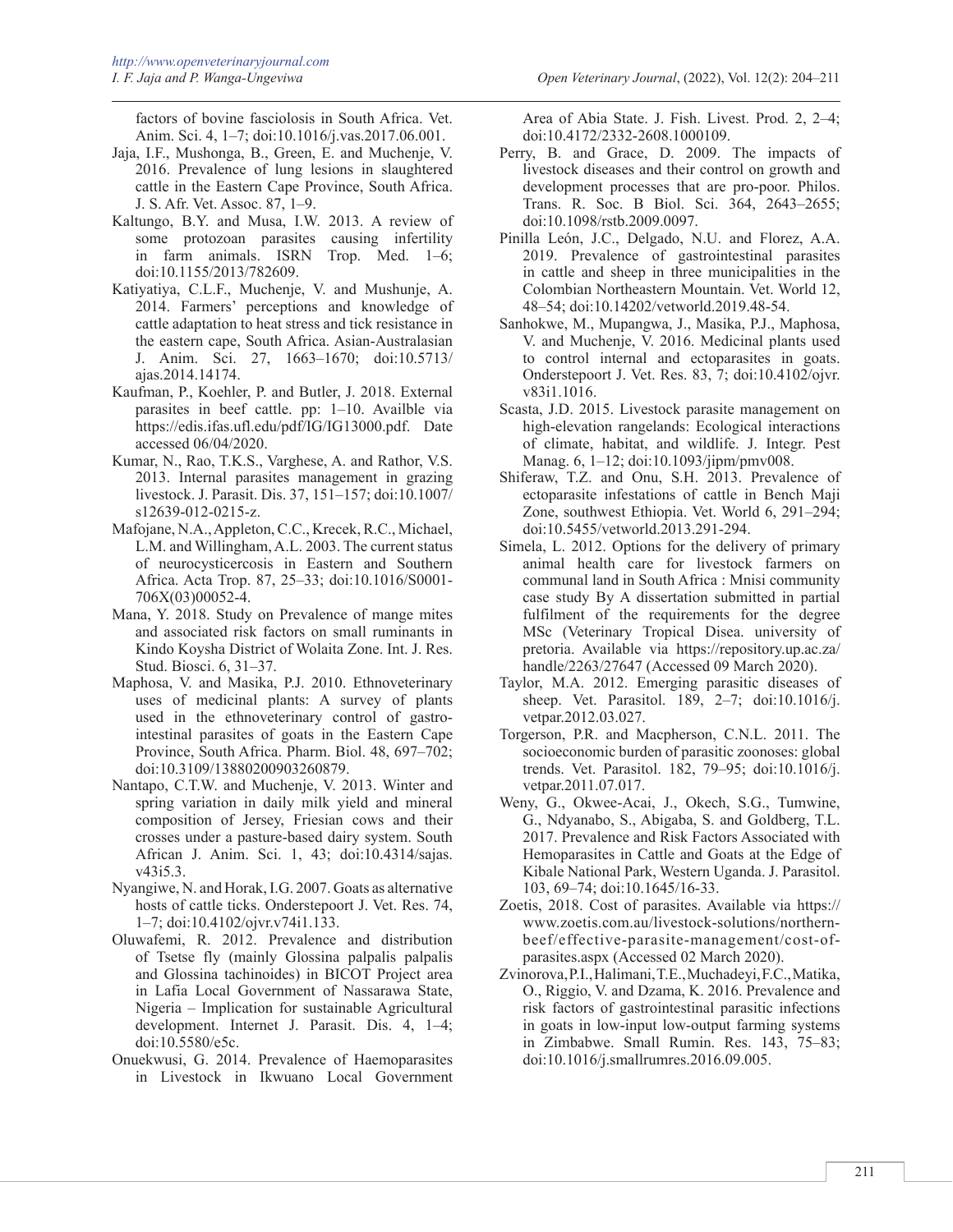factors of bovine fasciolosis in South Africa. Vet. Anim. Sci. 4, 1–7; doi:10.1016/j.vas.2017.06.001.

Jaja, I.F., Mushonga, B., Green, E. and Muchenje, V. 2016. Prevalence of lung lesions in slaughtered cattle in the Eastern Cape Province, South Africa. J. S. Afr. Vet. Assoc. 87, 1–9.

Kaltungo, B.Y. and Musa, I.W. 2013. A review of some protozoan parasites causing infertility in farm animals. ISRN Trop. Med. 1–6; doi:10.1155/2013/782609.

Katiyatiya, C.L.F., Muchenje, V. and Mushunje, A. 2014. Farmers' perceptions and knowledge of cattle adaptation to heat stress and tick resistance in the eastern cape, South Africa. Asian-Australasian J. Anim. Sci. 27, 1663–1670; doi:10.5713/ajas.2014.14174.

Kaufman, P., Koehler, P. and Butler, J. 2018. External parasites in beef cattle. pp: 1–10. Availble via https://edis.ifas.ufl.edu/pdf/IG/IG13000.pdf. Date accessed 06/04/2020.

Kumar, N., Rao, T.K.S., Varghese, A. and Rathor, V.S. 2013. Internal parasites management in grazing livestock. J. Parasit. Dis. 37, 151–157; doi:10.1007/s12639-012-0215-z.

Mafojane, N.A., Appleton, C.C., Krecek, R.C., Michael, L.M. and Willingham, A.L. 2003. The current status of neurocysticercosis in Eastern and Southern Africa. Acta Trop. 87, 25–33; doi:10.1016/S0001-706X(03)00052-4.

Mana, Y. 2018. Study on Prevalence of mange mites and associated risk factors on small ruminants in Kindo Koysha District of Wolaita Zone. Int. J. Res. Stud. Biosci. 6, 31–37.

Maphosa, V. and Masika, P.J. 2010. Ethnoveterinary uses of medicinal plants: A survey of plants used in the ethnoveterinary control of gastro-intestinal parasites of goats in the Eastern Cape Province, South Africa. Pharm. Biol. 48, 697–702; doi:10.3109/13880200903260879.

Nantapo, C.T.W. and Muchenje, V. 2013. Winter and spring variation in daily milk yield and mineral composition of Jersey, Friesian cows and their crosses under a pasture-based dairy system. South African J. Anim. Sci. 1, 43; doi:10.4314/sajas.v43i5.3.

Nyangiwe, N. and Horak, I.G. 2007. Goats as alternative hosts of cattle ticks. Onderstepoort J. Vet. Res. 74, 1–7; doi:10.4102/ojvr.v74i1.133.

Oluwafemi, R. 2012. Prevalence and distribution of Tsetse fly (mainly Glossina palpalis palpalis and Glossina tachinoides) in BICOT Project area in Lafia Local Government of Nassarawa State, Nigeria – Implication for sustainable Agricultural development. Internet J. Parasit. Dis. 4, 1–4; doi:10.5580/e5c.

Onuekwusi, G. 2014. Prevalence of Haemoparasites in Livestock in Ikwuano Local Government Area of Abia State. J. Fish. Livest. Prod. 2, 2–4; doi:10.4172/2332-2608.1000109.

Perry, B. and Grace, D. 2009. The impacts of livestock diseases and their control on growth and development processes that are pro-poor. Philos. Trans. R. Soc. B Biol. Sci. 364, 2643–2655; doi:10.1098/rstb.2009.0097.

Pinilla León, J.C., Delgado, N.U. and Florez, A.A. 2019. Prevalence of gastrointestinal parasites in cattle and sheep in three municipalities in the Colombian Northeastern Mountain. Vet. World 12, 48–54; doi:10.14202/vetworld.2019.48-54.

Sanhokwe, M., Mupangwa, J., Masika, P.J., Maphosa, V. and Muchenje, V. 2016. Medicinal plants used to control internal and ectoparasites in goats. Onderstepoort J. Vet. Res. 83, 7; doi:10.4102/ojvr.v83i1.1016.

Scasta, J.D. 2015. Livestock parasite management on high-elevation rangelands: Ecological interactions of climate, habitat, and wildlife. J. Integr. Pest Manag. 6, 1–12; doi:10.1093/jipm/pmv008.

Shiferaw, T.Z. and Onu, S.H. 2013. Prevalence of ectoparasite infestations of cattle in Bench Maji Zone, southwest Ethiopia. Vet. World 6, 291–294; doi:10.5455/vetworld.2013.291-294.

Simela, L. 2012. Options for the delivery of primary animal health care for livestock farmers on communal land in South Africa : Mnisi community case study By A dissertation submitted in partial fulfilment of the requirements for the degree MSc (Veterinary Tropical Disea. university of pretoria. Available via https://repository.up.ac.za/handle/2263/27647 (Accessed 09 March 2020).

Taylor, M.A. 2012. Emerging parasitic diseases of sheep. Vet. Parasitol. 189, 2–7; doi:10.1016/j.vetpar.2012.03.027.

Torgerson, P.R. and Macpherson, C.N.L. 2011. The socioeconomic burden of parasitic zoonoses: global trends. Vet. Parasitol. 182, 79–95; doi:10.1016/j.vetpar.2011.07.017.

Weny, G., Okwee-Acai, J., Okech, S.G., Tumwine, G., Ndyanabo, S., Abigaba, S. and Goldberg, T.L. 2017. Prevalence and Risk Factors Associated with Hemoparasites in Cattle and Goats at the Edge of Kibale National Park, Western Uganda. J. Parasitol. 103, 69–74; doi:10.1645/16-33.

Zoetis, 2018. Cost of parasites. Available via https://www.zoetis.com.au/livestock-solutions/northern-beef/effective-parasite-management/cost-of-parasites.aspx (Accessed 02 March 2020).

Zvinorova, P.I., Halimani, T.E., Muchadeyi, F.C., Matika, O., Riggio, V. and Dzama, K. 2016. Prevalence and risk factors of gastrointestinal parasitic infections in goats in low-input low-output farming systems in Zimbabwe. Small Rumin. Res. 143, 75–83; doi:10.1016/j.smallrumres.2016.09.005.